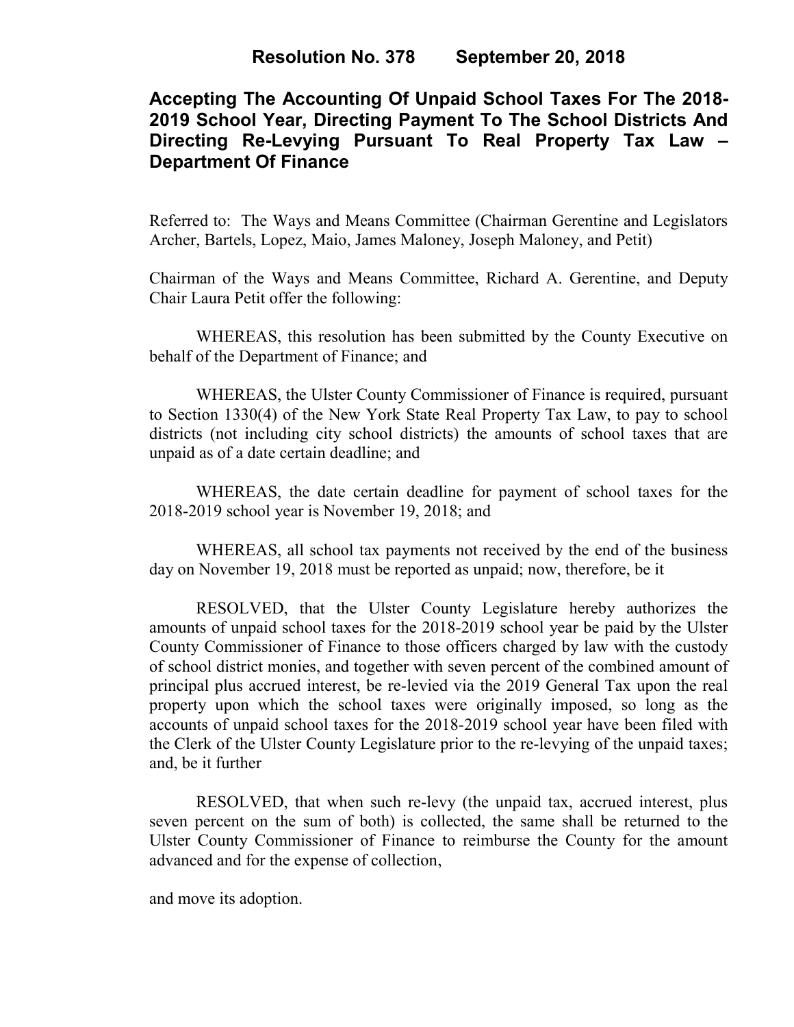# Resolution No. 378 September 20, 2018

## Accepting The Accounting Of Unpaid School Taxes For The 2018-2019 School Year, Directing Payment To The School Districts And Directing Re-Levying Pursuant To Real Property Tax Law – Department Of Finance

Referred to: The Ways and Means Committee (Chairman Gerentine and Legislators Archer, Bartels, Lopez, Maio, James Maloney, Joseph Maloney, and Petit)

Chairman of the Ways and Means Committee, Richard A. Gerentine, and Deputy Chair Laura Petit offer the following:

WHEREAS, this resolution has been submitted by the County Executive on behalf of the Department of Finance; and

WHEREAS, the Ulster County Commissioner of Finance is required, pursuant to Section 1330(4) of the New York State Real Property Tax Law, to pay to school districts (not including city school districts) the amounts of school taxes that are unpaid as of a date certain deadline; and

WHEREAS, the date certain deadline for payment of school taxes for the 2018-2019 school year is November 19, 2018; and

WHEREAS, all school tax payments not received by the end of the business day on November 19, 2018 must be reported as unpaid; now, therefore, be it

RESOLVED, that the Ulster County Legislature hereby authorizes the amounts of unpaid school taxes for the 2018-2019 school year be paid by the Ulster County Commissioner of Finance to those officers charged by law with the custody of school district monies, and together with seven percent of the combined amount of principal plus accrued interest, be re-levied via the 2019 General Tax upon the real property upon which the school taxes were originally imposed, so long as the accounts of unpaid school taxes for the 2018-2019 school year have been filed with the Clerk of the Ulster County Legislature prior to the re-levying of the unpaid taxes; and, be it further

RESOLVED, that when such re-levy (the unpaid tax, accrued interest, plus seven percent on the sum of both) is collected, the same shall be returned to the Ulster County Commissioner of Finance to reimburse the County for the amount advanced and for the expense of collection,

and move its adoption.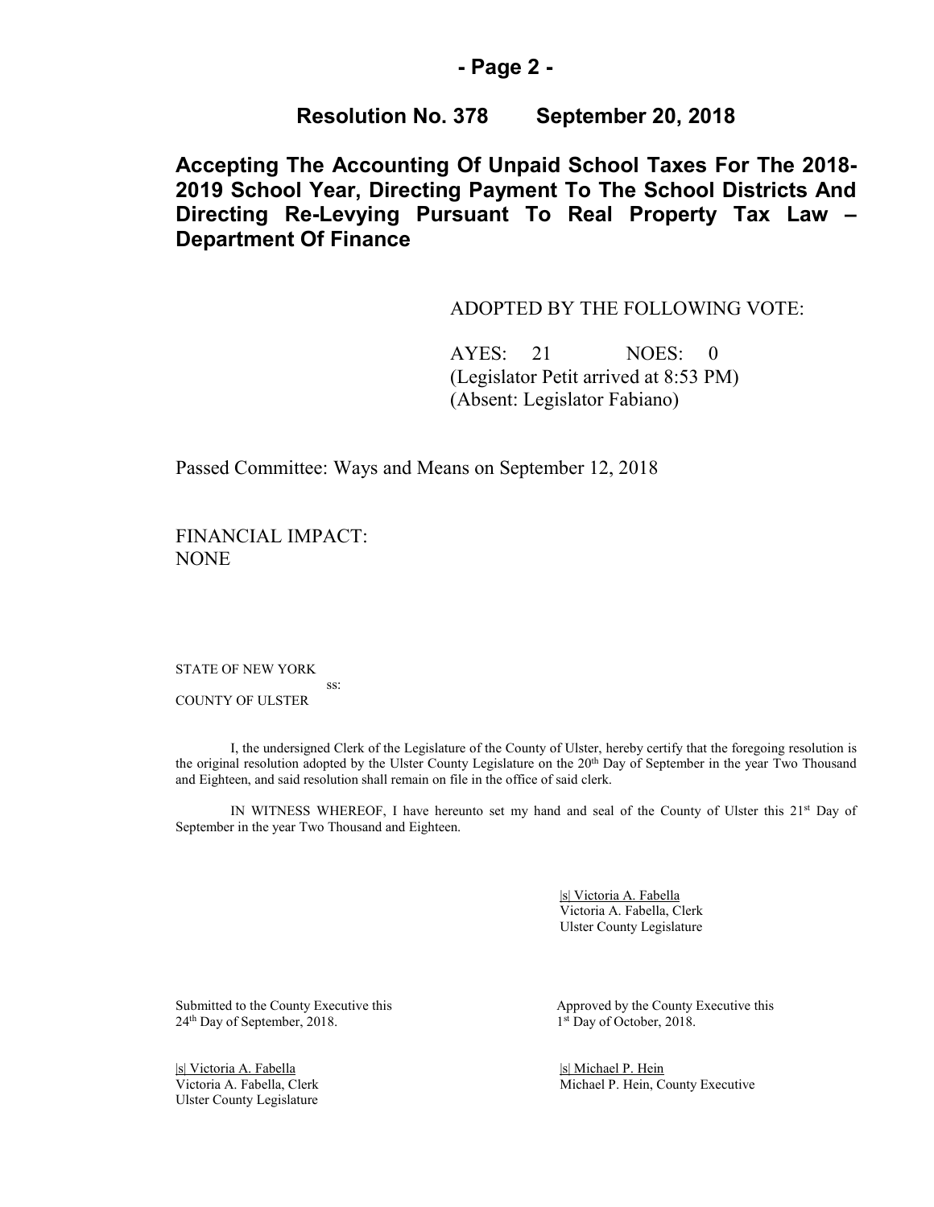**Resolution No. 378 September 20, 2018**

## Accepting The Accounting Of Unpaid School Taxes For The 2018-2019 School Year, Directing Payment To The School Districts And Directing Re-Levying Pursuant To Real Property Tax Law – Department Of Finance

ADOPTED BY THE FOLLOWING VOTE:

AYES: 21 NOES: 0
(Legislator Petit arrived at 8:53 PM)
(Absent: Legislator Fabiano)

Passed Committee: Ways and Means on September 12, 2018

FINANCIAL IMPACT:
NONE

STATE OF NEW YORK
ss:
COUNTY OF ULSTER

I, the undersigned Clerk of the Legislature of the County of Ulster, hereby certify that the foregoing resolution is the original resolution adopted by the Ulster County Legislature on the 20th Day of September in the year Two Thousand and Eighteen, and said resolution shall remain on file in the office of said clerk.

IN WITNESS WHEREOF, I have hereunto set my hand and seal of the County of Ulster this 21st Day of September in the year Two Thousand and Eighteen.

|s| Victoria A. Fabella
Victoria A. Fabella, Clerk
Ulster County Legislature

Submitted to the County Executive this 24th Day of September, 2018.

|s| Victoria A. Fabella
Victoria A. Fabella, Clerk
Ulster County Legislature

Approved by the County Executive this 1st Day of October, 2018.

|s| Michael P. Hein
Michael P. Hein, County Executive